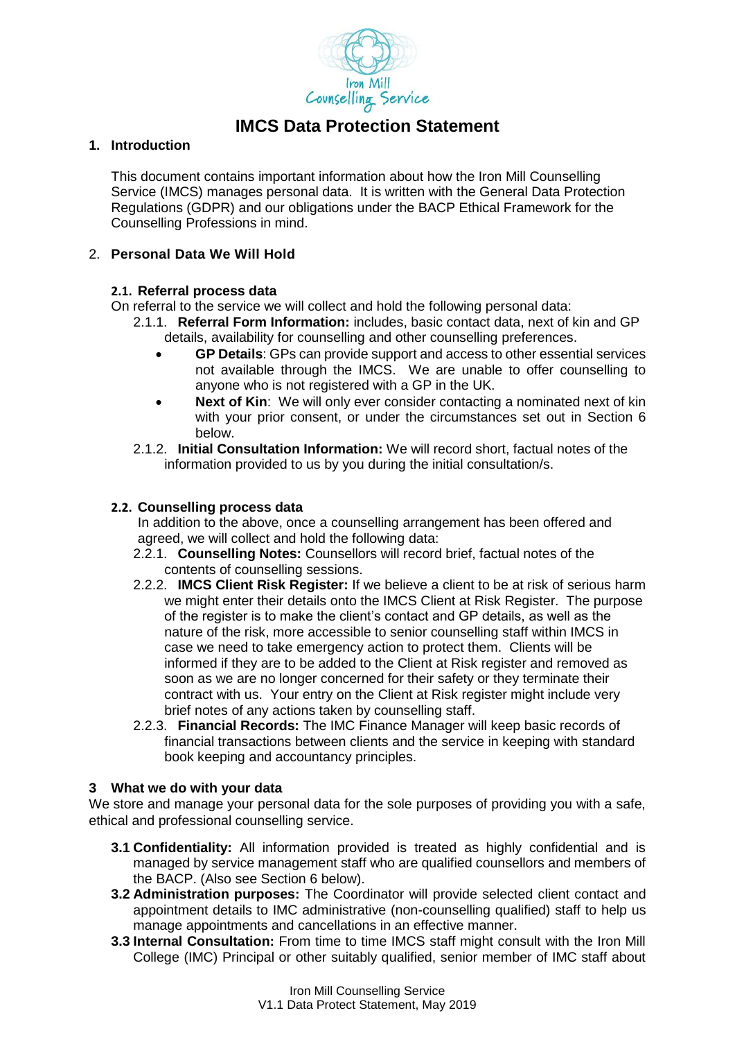# IMCS Data Protection Statement

## 1. Introduction

This document contains important information about how the Iron Mill Counselling Service (IMCS) manages personal data. It is written with the General Data Protection Regulations (GDPR) and our obligations under the BACP Ethical Framework for the Counselling Professions in mind.

## 2. Personal Data We Will Hold

### 2.1. Referral process data

On referral to the service we will collect and hold the following personal data:

2.1.1. **Referral Form Information:** includes, basic contact data, next of kin and GP details, availability for counselling and other counselling preferences.

- **GP Details**: GPs can provide support and access to other essential services not available through the IMCS. We are unable to offer counselling to anyone who is not registered with a GP in the UK.
- **Next of Kin**: We will only ever consider contacting a nominated next of kin with your prior consent, or under the circumstances set out in Section 6 below.

2.1.2. **Initial Consultation Information:** We will record short, factual notes of the information provided to us by you during the initial consultation/s.

### 2.2. Counselling process data

In addition to the above, once a counselling arrangement has been offered and agreed, we will collect and hold the following data:

2.2.1. **Counselling Notes:** Counsellors will record brief, factual notes of the contents of counselling sessions.

2.2.2. **IMCS Client Risk Register:** If we believe a client to be at risk of serious harm we might enter their details onto the IMCS Client at Risk Register. The purpose of the register is to make the client's contact and GP details, as well as the nature of the risk, more accessible to senior counselling staff within IMCS in case we need to take emergency action to protect them. Clients will be informed if they are to be added to the Client at Risk register and removed as soon as we are no longer concerned for their safety or they terminate their contract with us. Your entry on the Client at Risk register might include very brief notes of any actions taken by counselling staff.

2.2.3. **Financial Records:** The IMC Finance Manager will keep basic records of financial transactions between clients and the service in keeping with standard book keeping and accountancy principles.

## 3 What we do with your data

We store and manage your personal data for the sole purposes of providing you with a safe, ethical and professional counselling service.

**3.1 Confidentiality:** All information provided is treated as highly confidential and is managed by service management staff who are qualified counsellors and members of the BACP. (Also see Section 6 below).

**3.2 Administration purposes:** The Coordinator will provide selected client contact and appointment details to IMC administrative (non-counselling qualified) staff to help us manage appointments and cancellations in an effective manner.

**3.3 Internal Consultation:** From time to time IMCS staff might consult with the Iron Mill College (IMC) Principal or other suitably qualified, senior member of IMC staff about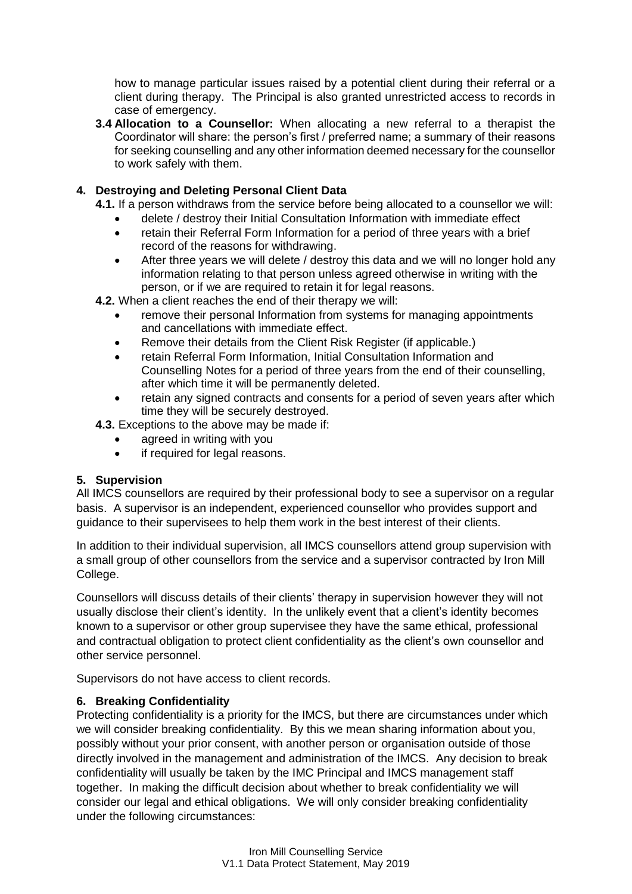how to manage particular issues raised by a potential client during their referral or a client during therapy. The Principal is also granted unrestricted access to records in case of emergency.

**3.4 Allocation to a Counsellor:** When allocating a new referral to a therapist the Coordinator will share: the person's first / preferred name; a summary of their reasons for seeking counselling and any other information deemed necessary for the counsellor to work safely with them.

## 4. Destroying and Deleting Personal Client Data

**4.1.** If a person withdraws from the service before being allocated to a counsellor we will:

- delete / destroy their Initial Consultation Information with immediate effect
- retain their Referral Form Information for a period of three years with a brief record of the reasons for withdrawing.
- After three years we will delete / destroy this data and we will no longer hold any information relating to that person unless agreed otherwise in writing with the person, or if we are required to retain it for legal reasons.

**4.2.** When a client reaches the end of their therapy we will:

- remove their personal Information from systems for managing appointments and cancellations with immediate effect.
- Remove their details from the Client Risk Register (if applicable.)
- retain Referral Form Information, Initial Consultation Information and Counselling Notes for a period of three years from the end of their counselling, after which time it will be permanently deleted.
- retain any signed contracts and consents for a period of seven years after which time they will be securely destroyed.

**4.3.** Exceptions to the above may be made if:

- agreed in writing with you
- if required for legal reasons.

## 5. Supervision

All IMCS counsellors are required by their professional body to see a supervisor on a regular basis. A supervisor is an independent, experienced counsellor who provides support and guidance to their supervisees to help them work in the best interest of their clients.

In addition to their individual supervision, all IMCS counsellors attend group supervision with a small group of other counsellors from the service and a supervisor contracted by Iron Mill College.

Counsellors will discuss details of their clients' therapy in supervision however they will not usually disclose their client's identity. In the unlikely event that a client's identity becomes known to a supervisor or other group supervisee they have the same ethical, professional and contractual obligation to protect client confidentiality as the client's own counsellor and other service personnel.

Supervisors do not have access to client records.

## 6. Breaking Confidentiality

Protecting confidentiality is a priority for the IMCS, but there are circumstances under which we will consider breaking confidentiality. By this we mean sharing information about you, possibly without your prior consent, with another person or organisation outside of those directly involved in the management and administration of the IMCS. Any decision to break confidentiality will usually be taken by the IMC Principal and IMCS management staff together. In making the difficult decision about whether to break confidentiality we will consider our legal and ethical obligations. We will only consider breaking confidentiality under the following circumstances: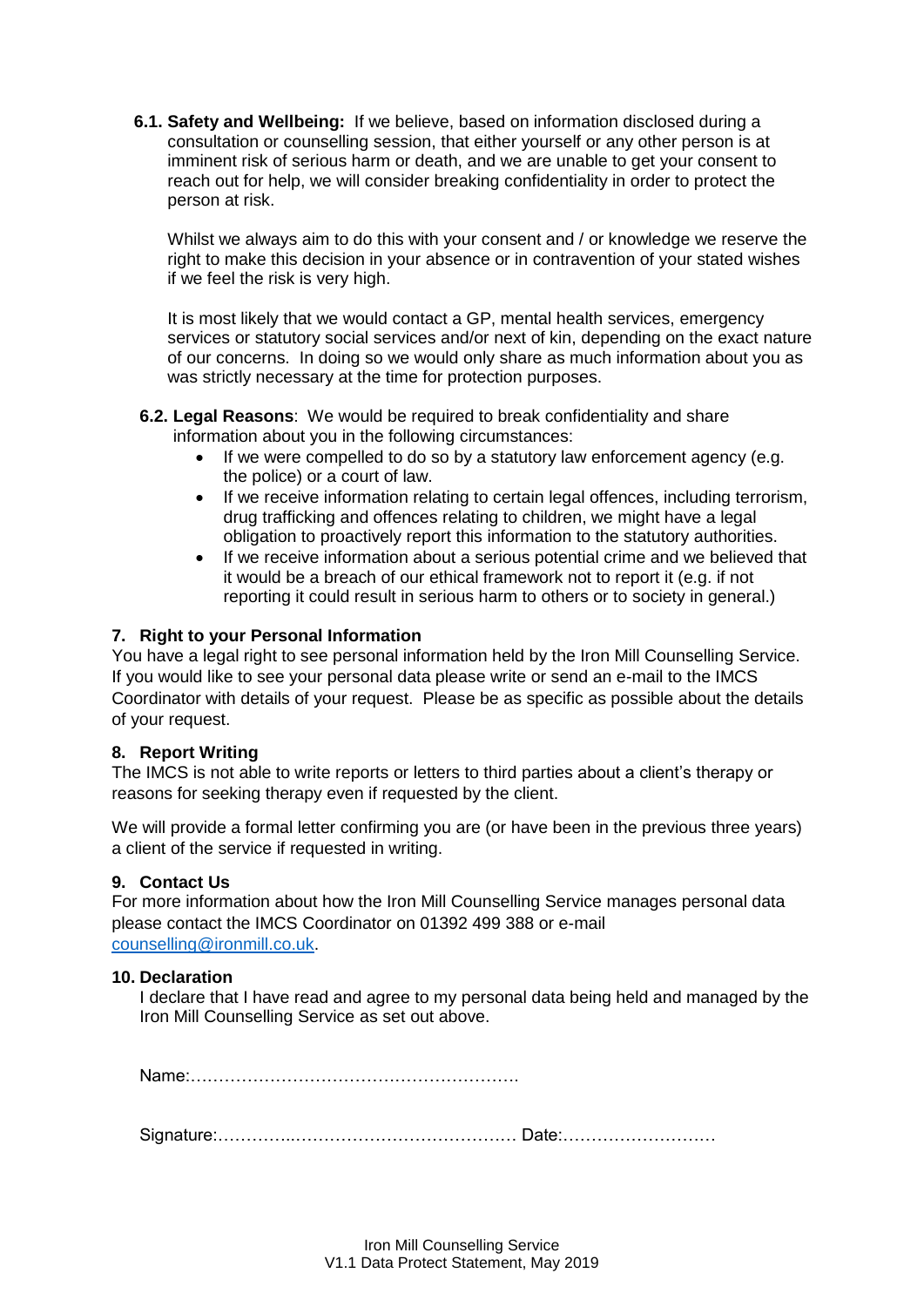**6.1. Safety and Wellbeing:** If we believe, based on information disclosed during a consultation or counselling session, that either yourself or any other person is at imminent risk of serious harm or death, and we are unable to get your consent to reach out for help, we will consider breaking confidentiality in order to protect the person at risk.

Whilst we always aim to do this with your consent and / or knowledge we reserve the right to make this decision in your absence or in contravention of your stated wishes if we feel the risk is very high.

It is most likely that we would contact a GP, mental health services, emergency services or statutory social services and/or next of kin, depending on the exact nature of our concerns. In doing so we would only share as much information about you as was strictly necessary at the time for protection purposes.

**6.2. Legal Reasons**: We would be required to break confidentiality and share information about you in the following circumstances:

- If we were compelled to do so by a statutory law enforcement agency (e.g. the police) or a court of law.
- If we receive information relating to certain legal offences, including terrorism, drug trafficking and offences relating to children, we might have a legal obligation to proactively report this information to the statutory authorities.
- If we receive information about a serious potential crime and we believed that it would be a breach of our ethical framework not to report it (e.g. if not reporting it could result in serious harm to others or to society in general.)

## 7. Right to your Personal Information

You have a legal right to see personal information held by the Iron Mill Counselling Service. If you would like to see your personal data please write or send an e-mail to the IMCS Coordinator with details of your request. Please be as specific as possible about the details of your request.

## 8. Report Writing

The IMCS is not able to write reports or letters to third parties about a client's therapy or reasons for seeking therapy even if requested by the client.

We will provide a formal letter confirming you are (or have been in the previous three years) a client of the service if requested in writing.

## 9. Contact Us

For more information about how the Iron Mill Counselling Service manages personal data please contact the IMCS Coordinator on 01392 499 388 or e-mail counselling@ironmill.co.uk.

## 10. Declaration

I declare that I have read and agree to my personal data being held and managed by the Iron Mill Counselling Service as set out above.

Name:…………………………………………………

Signature:…………..………………………………… Date:………………………

Iron Mill Counselling Service
V1.1 Data Protect Statement, May 2019